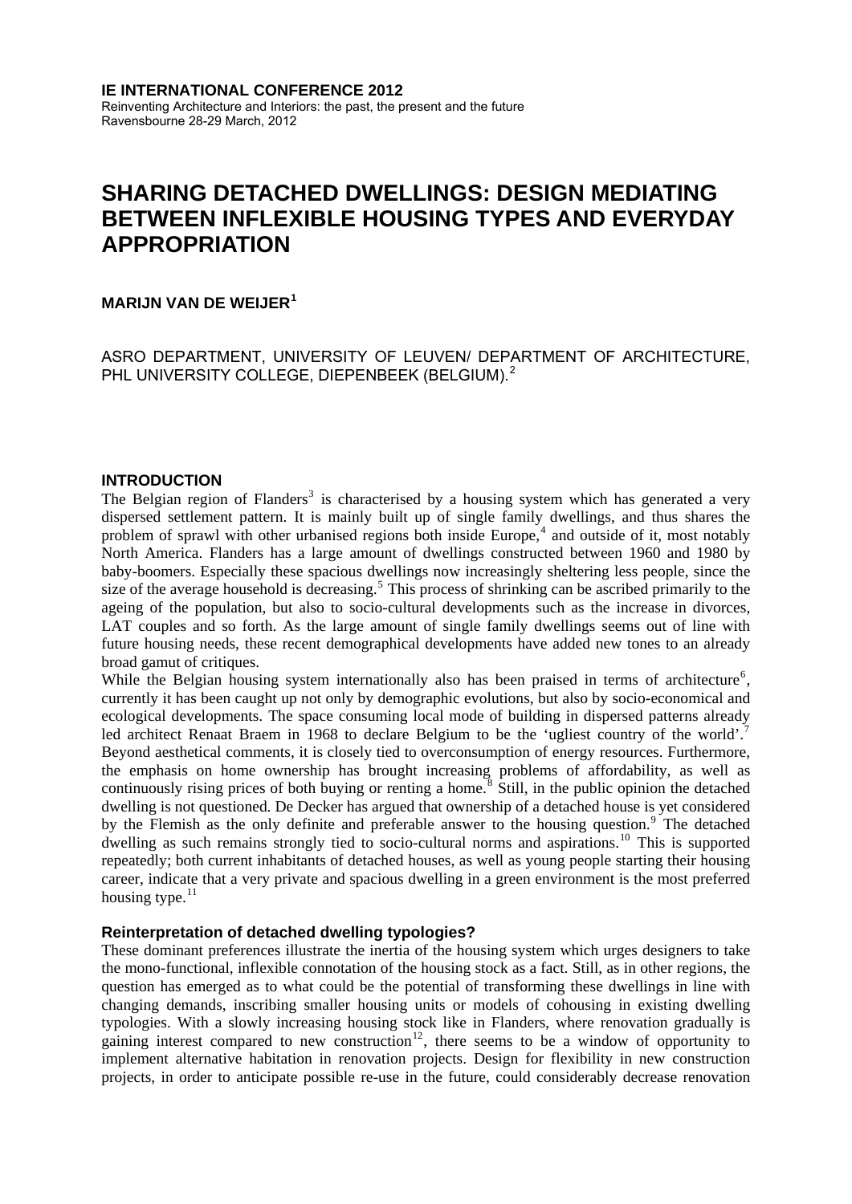**IE INTERNATIONAL CONFERENCE 2012**
Reinventing Architecture and Interiors: the past, the present and the future
Ravensbourne 28-29 March, 2012

# SHARING DETACHED DWELLINGS: DESIGN MEDIATING BETWEEN INFLEXIBLE HOUSING TYPES AND EVERYDAY APPROPRIATION

**MARIJN VAN DE WEIJER[1]**

ASRO DEPARTMENT, UNIVERSITY OF LEUVEN/ DEPARTMENT OF ARCHITECTURE, PHL UNIVERSITY COLLEGE, DIEPENBEEK (BELGIUM).[2]

## INTRODUCTION

The Belgian region of Flanders[3] is characterised by a housing system which has generated a very dispersed settlement pattern. It is mainly built up of single family dwellings, and thus shares the problem of sprawl with other urbanised regions both inside Europe,[4] and outside of it, most notably North America. Flanders has a large amount of dwellings constructed between 1960 and 1980 by baby-boomers. Especially these spacious dwellings now increasingly sheltering less people, since the size of the average household is decreasing.[5] This process of shrinking can be ascribed primarily to the ageing of the population, but also to socio-cultural developments such as the increase in divorces, LAT couples and so forth. As the large amount of single family dwellings seems out of line with future housing needs, these recent demographical developments have added new tones to an already broad gamut of critiques.

While the Belgian housing system internationally also has been praised in terms of architecture[6], currently it has been caught up not only by demographic evolutions, but also by socio-economical and ecological developments. The space consuming local mode of building in dispersed patterns already led architect Renaat Braem in 1968 to declare Belgium to be the 'ugliest country of the world'.[7] Beyond aesthetical comments, it is closely tied to overconsumption of energy resources. Furthermore, the emphasis on home ownership has brought increasing problems of affordability, as well as continuously rising prices of both buying or renting a home.[8] Still, in the public opinion the detached dwelling is not questioned. De Decker has argued that ownership of a detached house is yet considered by the Flemish as the only definite and preferable answer to the housing question.[9] The detached dwelling as such remains strongly tied to socio-cultural norms and aspirations.[10] This is supported repeatedly; both current inhabitants of detached houses, as well as young people starting their housing career, indicate that a very private and spacious dwelling in a green environment is the most preferred housing type.[11]

### Reinterpretation of detached dwelling typologies?

These dominant preferences illustrate the inertia of the housing system which urges designers to take the mono-functional, inflexible connotation of the housing stock as a fact. Still, as in other regions, the question has emerged as to what could be the potential of transforming these dwellings in line with changing demands, inscribing smaller housing units or models of cohousing in existing dwelling typologies. With a slowly increasing housing stock like in Flanders, where renovation gradually is gaining interest compared to new construction[12], there seems to be a window of opportunity to implement alternative habitation in renovation projects. Design for flexibility in new construction projects, in order to anticipate possible re-use in the future, could considerably decrease renovation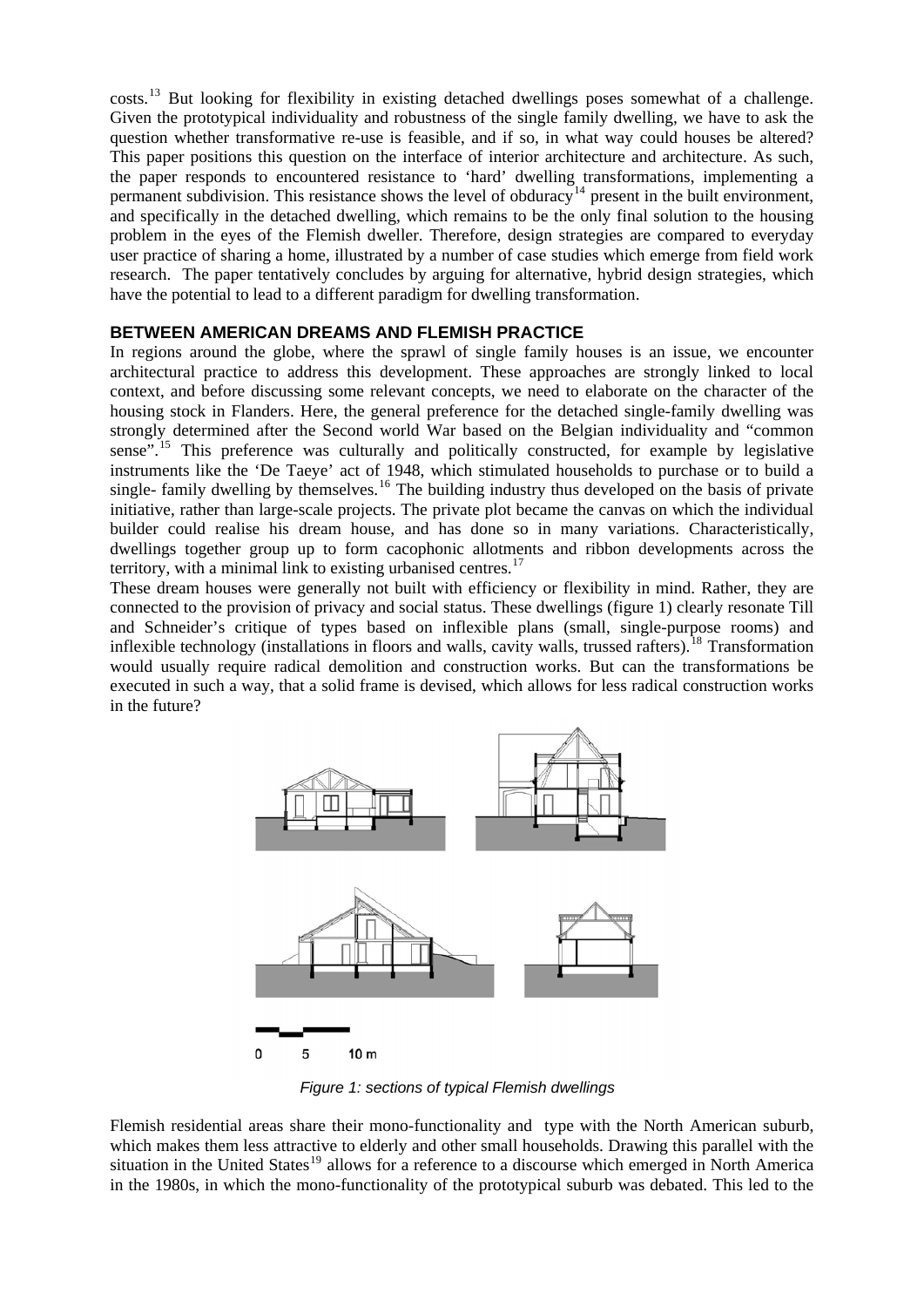costs.[13] But looking for flexibility in existing detached dwellings poses somewhat of a challenge. Given the prototypical individuality and robustness of the single family dwelling, we have to ask the question whether transformative re-use is feasible, and if so, in what way could houses be altered? This paper positions this question on the interface of interior architecture and architecture. As such, the paper responds to encountered resistance to 'hard' dwelling transformations, implementing a permanent subdivision. This resistance shows the level of obduracy[14] present in the built environment, and specifically in the detached dwelling, which remains to be the only final solution to the housing problem in the eyes of the Flemish dweller. Therefore, design strategies are compared to everyday user practice of sharing a home, illustrated by a number of case studies which emerge from field work research. The paper tentatively concludes by arguing for alternative, hybrid design strategies, which have the potential to lead to a different paradigm for dwelling transformation.

## BETWEEN AMERICAN DREAMS AND FLEMISH PRACTICE

In regions around the globe, where the sprawl of single family houses is an issue, we encounter architectural practice to address this development. These approaches are strongly linked to local context, and before discussing some relevant concepts, we need to elaborate on the character of the housing stock in Flanders. Here, the general preference for the detached single-family dwelling was strongly determined after the Second world War based on the Belgian individuality and "common sense".[15] This preference was culturally and politically constructed, for example by legislative instruments like the 'De Taeye' act of 1948, which stimulated households to purchase or to build a single- family dwelling by themselves.[16] The building industry thus developed on the basis of private initiative, rather than large-scale projects. The private plot became the canvas on which the individual builder could realise his dream house, and has done so in many variations. Characteristically, dwellings together group up to form cacophonic allotments and ribbon developments across the territory, with a minimal link to existing urbanised centres.[17]

These dream houses were generally not built with efficiency or flexibility in mind. Rather, they are connected to the provision of privacy and social status. These dwellings (figure 1) clearly resonate Till and Schneider's critique of types based on inflexible plans (small, single-purpose rooms) and inflexible technology (installations in floors and walls, cavity walls, trussed rafters).[18] Transformation would usually require radical demolition and construction works. But can the transformations be executed in such a way, that a solid frame is devised, which allows for less radical construction works in the future?

*Figure 1: sections of typical Flemish dwellings*

Flemish residential areas share their mono-functionality and type with the North American suburb, which makes them less attractive to elderly and other small households. Drawing this parallel with the situation in the United States[19] allows for a reference to a discourse which emerged in North America in the 1980s, in which the mono-functionality of the prototypical suburb was debated. This led to the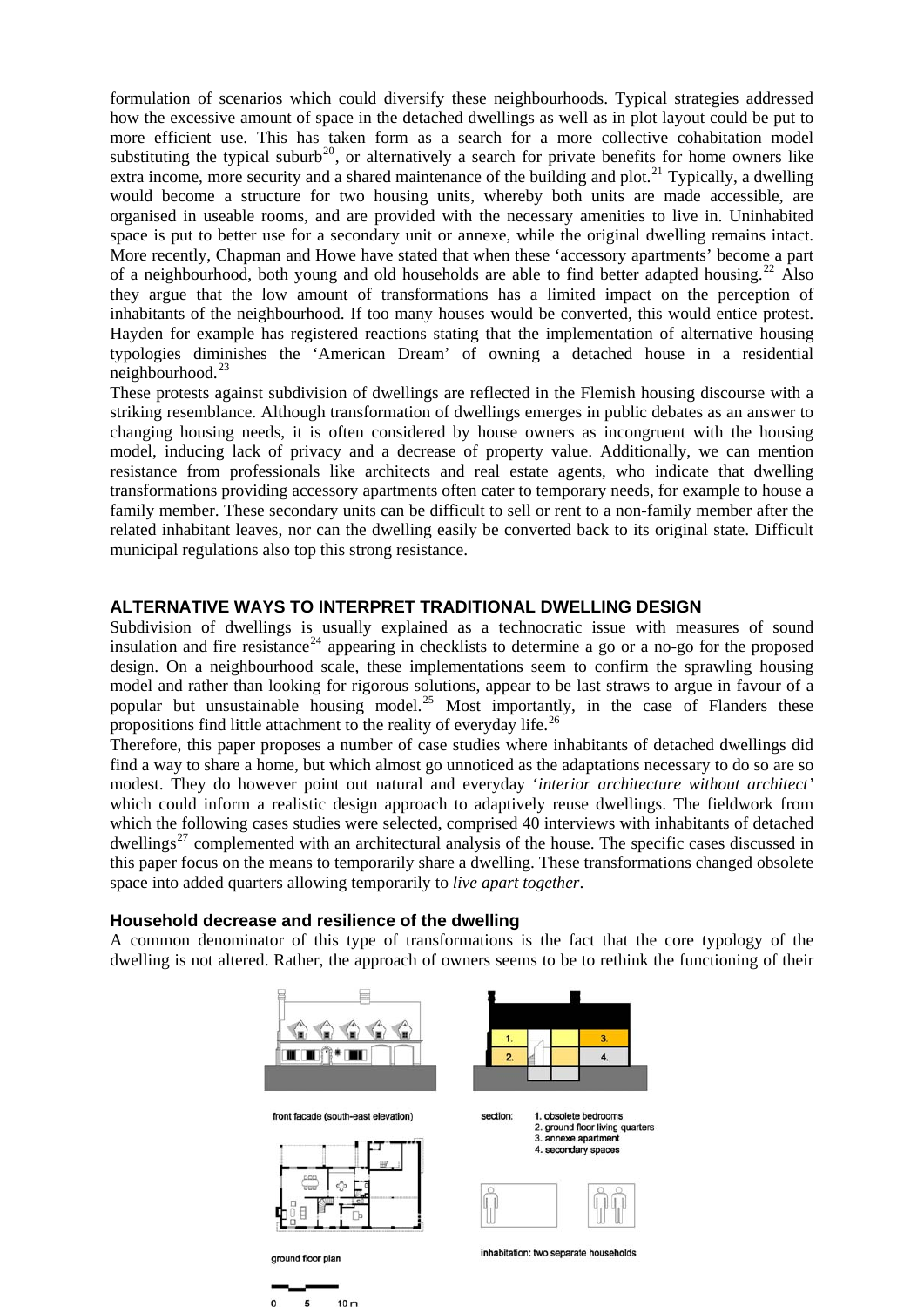formulation of scenarios which could diversify these neighbourhoods. Typical strategies addressed how the excessive amount of space in the detached dwellings as well as in plot layout could be put to more efficient use. This has taken form as a search for a more collective cohabitation model substituting the typical suburb[20], or alternatively a search for private benefits for home owners like extra income, more security and a shared maintenance of the building and plot.[21] Typically, a dwelling would become a structure for two housing units, whereby both units are made accessible, are organised in useable rooms, and are provided with the necessary amenities to live in. Uninhabited space is put to better use for a secondary unit or annexe, while the original dwelling remains intact. More recently, Chapman and Howe have stated that when these 'accessory apartments' become a part of a neighbourhood, both young and old households are able to find better adapted housing.[22] Also they argue that the low amount of transformations has a limited impact on the perception of inhabitants of the neighbourhood. If too many houses would be converted, this would entice protest. Hayden for example has registered reactions stating that the implementation of alternative housing typologies diminishes the 'American Dream' of owning a detached house in a residential neighbourhood.[23]

These protests against subdivision of dwellings are reflected in the Flemish housing discourse with a striking resemblance. Although transformation of dwellings emerges in public debates as an answer to changing housing needs, it is often considered by house owners as incongruent with the housing model, inducing lack of privacy and a decrease of property value. Additionally, we can mention resistance from professionals like architects and real estate agents, who indicate that dwelling transformations providing accessory apartments often cater to temporary needs, for example to house a family member. These secondary units can be difficult to sell or rent to a non-family member after the related inhabitant leaves, nor can the dwelling easily be converted back to its original state. Difficult municipal regulations also top this strong resistance.

## ALTERNATIVE WAYS TO INTERPRET TRADITIONAL DWELLING DESIGN

Subdivision of dwellings is usually explained as a technocratic issue with measures of sound insulation and fire resistance[24] appearing in checklists to determine a go or a no-go for the proposed design. On a neighbourhood scale, these implementations seem to confirm the sprawling housing model and rather than looking for rigorous solutions, appear to be last straws to argue in favour of a popular but unsustainable housing model.[25] Most importantly, in the case of Flanders these propositions find little attachment to the reality of everyday life.[26]

Therefore, this paper proposes a number of case studies where inhabitants of detached dwellings did find a way to share a home, but which almost go unnoticed as the adaptations necessary to do so are so modest. They do however point out natural and everyday '*interior architecture without architect'* which could inform a realistic design approach to adaptively reuse dwellings. The fieldwork from which the following cases studies were selected, comprised 40 interviews with inhabitants of detached dwellings[27] complemented with an architectural analysis of the house. The specific cases discussed in this paper focus on the means to temporarily share a dwelling. These transformations changed obsolete space into added quarters allowing temporarily to *live apart together*.

### Household decrease and resilience of the dwelling

A common denominator of this type of transformations is the fact that the core typology of the dwelling is not altered. Rather, the approach of owners seems to be to rethink the functioning of their

front facade (south-east elevation)

section: 1. obsolete bedrooms 2. ground floor living quarters 3. annexe apartment 4. secondary spaces

ground floor plan

inhabitation: two separate households

0 5 10 m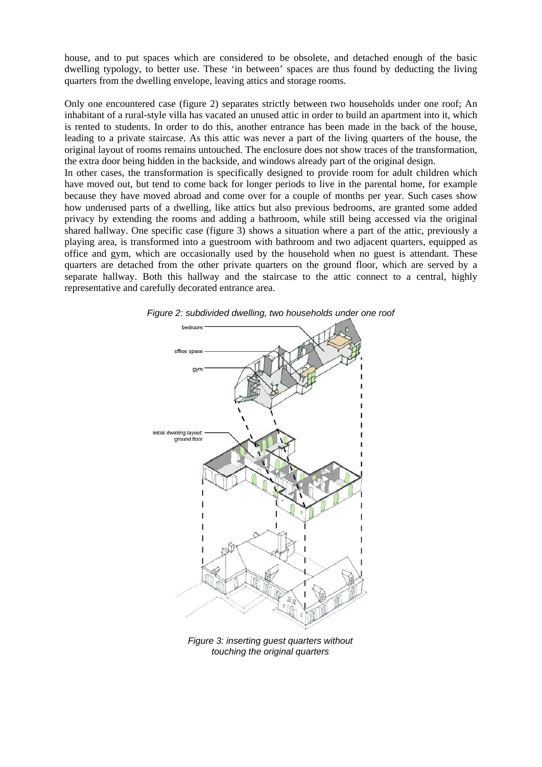house, and to put spaces which are considered to be obsolete, and detached enough of the basic dwelling typology, to better use. These 'in between' spaces are thus found by deducting the living quarters from the dwelling envelope, leaving attics and storage rooms.

Only one encountered case (figure 2) separates strictly between two households under one roof; An inhabitant of a rural-style villa has vacated an unused attic in order to build an apartment into it, which is rented to students. In order to do this, another entrance has been made in the back of the house, leading to a private staircase. As this attic was never a part of the living quarters of the house, the original layout of rooms remains untouched. The enclosure does not show traces of the transformation, the extra door being hidden in the backside, and windows already part of the original design.

In other cases, the transformation is specifically designed to provide room for adult children which have moved out, but tend to come back for longer periods to live in the parental home, for example because they have moved abroad and come over for a couple of months per year. Such cases show how underused parts of a dwelling, like attics but also previous bedrooms, are granted some added privacy by extending the rooms and adding a bathroom, while still being accessed via the original shared hallway. One specific case (figure 3) shows a situation where a part of the attic, previously a playing area, is transformed into a guestroom with bathroom and two adjacent quarters, equipped as office and gym, which are occasionally used by the household when no guest is attendant. These quarters are detached from the other private quarters on the ground floor, which are served by a separate hallway. Both this hallway and the staircase to the attic connect to a central, highly representative and carefully decorated entrance area.

*Figure 2: subdivided dwelling, two households under one roof*

*Figure 3: inserting guest quarters without touching the original quarters*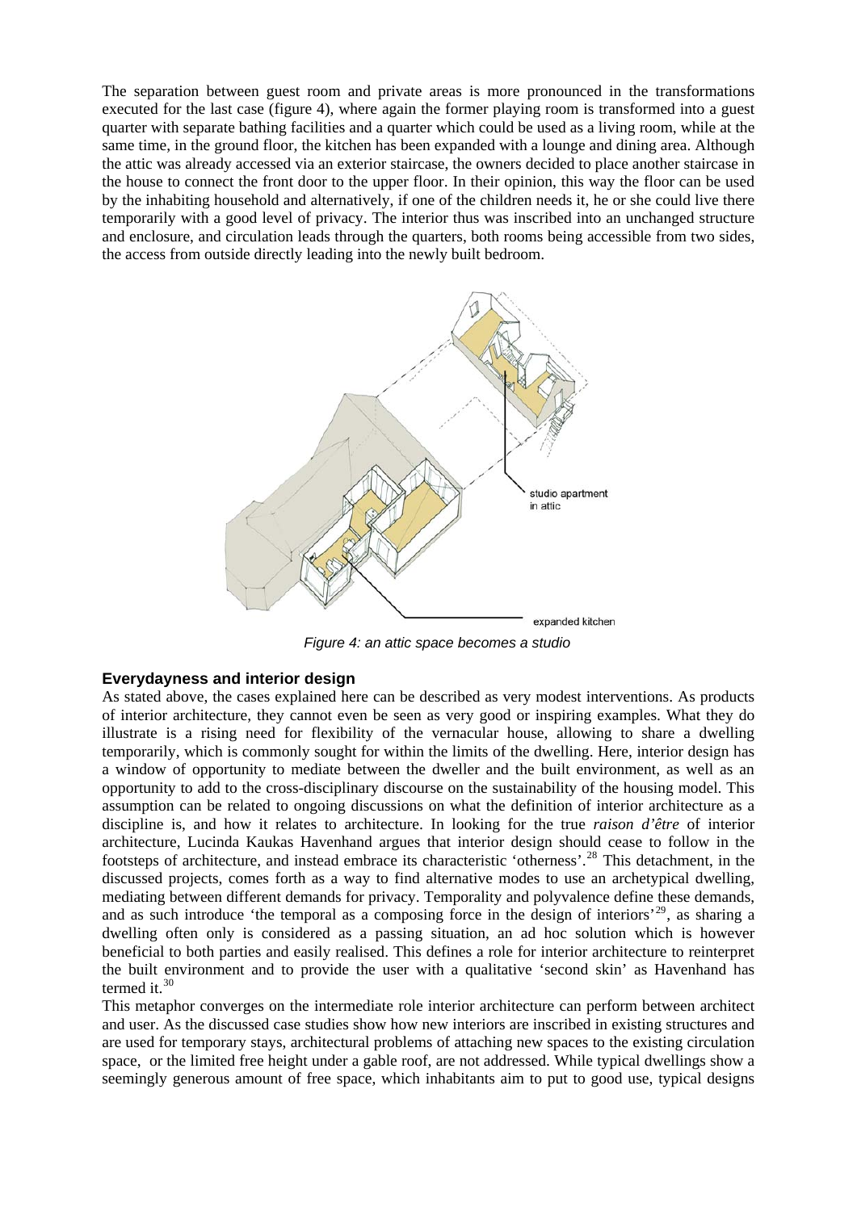The separation between guest room and private areas is more pronounced in the transformations executed for the last case (figure 4), where again the former playing room is transformed into a guest quarter with separate bathing facilities and a quarter which could be used as a living room, while at the same time, in the ground floor, the kitchen has been expanded with a lounge and dining area. Although the attic was already accessed via an exterior staircase, the owners decided to place another staircase in the house to connect the front door to the upper floor. In their opinion, this way the floor can be used by the inhabiting household and alternatively, if one of the children needs it, he or she could live there temporarily with a good level of privacy. The interior thus was inscribed into an unchanged structure and enclosure, and circulation leads through the quarters, both rooms being accessible from two sides, the access from outside directly leading into the newly built bedroom.

studio apartment in attic

expanded kitchen

*Figure 4: an attic space becomes a studio*

### Everydayness and interior design

As stated above, the cases explained here can be described as very modest interventions. As products of interior architecture, they cannot even be seen as very good or inspiring examples. What they do illustrate is a rising need for flexibility of the vernacular house, allowing to share a dwelling temporarily, which is commonly sought for within the limits of the dwelling. Here, interior design has a window of opportunity to mediate between the dweller and the built environment, as well as an opportunity to add to the cross-disciplinary discourse on the sustainability of the housing model. This assumption can be related to ongoing discussions on what the definition of interior architecture as a discipline is, and how it relates to architecture. In looking for the true *raison d'être* of interior architecture, Lucinda Kaukas Havenhand argues that interior design should cease to follow in the footsteps of architecture, and instead embrace its characteristic 'otherness'.[28] This detachment, in the discussed projects, comes forth as a way to find alternative modes to use an archetypical dwelling, mediating between different demands for privacy. Temporality and polyvalence define these demands, and as such introduce 'the temporal as a composing force in the design of interiors'[29], as sharing a dwelling often only is considered as a passing situation, an ad hoc solution which is however beneficial to both parties and easily realised. This defines a role for interior architecture to reinterpret the built environment and to provide the user with a qualitative 'second skin' as Havenhand has termed it.[30]

This metaphor converges on the intermediate role interior architecture can perform between architect and user. As the discussed case studies show how new interiors are inscribed in existing structures and are used for temporary stays, architectural problems of attaching new spaces to the existing circulation space, or the limited free height under a gable roof, are not addressed. While typical dwellings show a seemingly generous amount of free space, which inhabitants aim to put to good use, typical designs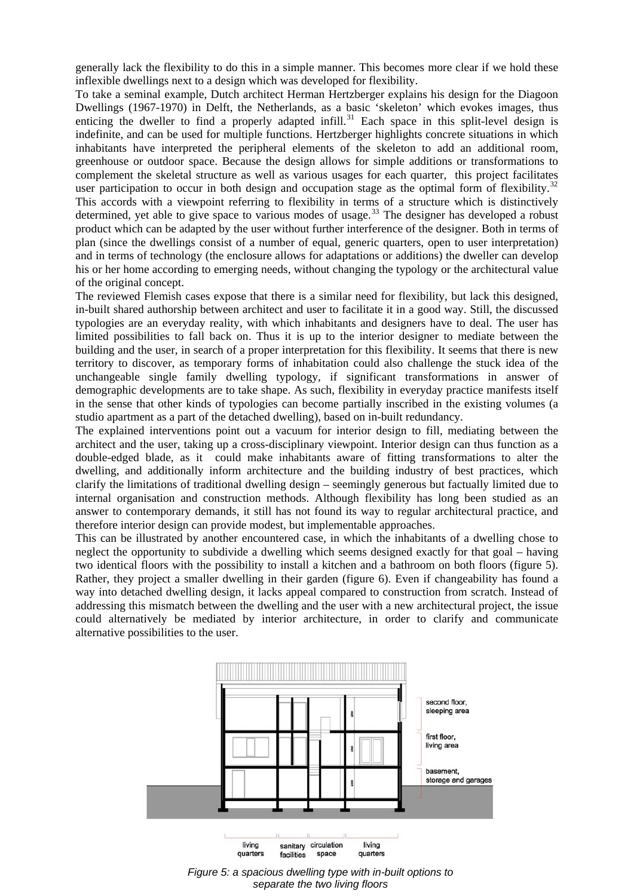generally lack the flexibility to do this in a simple manner. This becomes more clear if we hold these inflexible dwellings next to a design which was developed for flexibility.

To take a seminal example, Dutch architect Herman Hertzberger explains his design for the Diagoon Dwellings (1967-1970) in Delft, the Netherlands, as a basic 'skeleton' which evokes images, thus enticing the dweller to find a properly adapted infill.[31] Each space in this split-level design is indefinite, and can be used for multiple functions. Hertzberger highlights concrete situations in which inhabitants have interpreted the peripheral elements of the skeleton to add an additional room, greenhouse or outdoor space. Because the design allows for simple additions or transformations to complement the skeletal structure as well as various usages for each quarter, this project facilitates user participation to occur in both design and occupation stage as the optimal form of flexibility.[32] This accords with a viewpoint referring to flexibility in terms of a structure which is distinctively determined, yet able to give space to various modes of usage.[33] The designer has developed a robust product which can be adapted by the user without further interference of the designer. Both in terms of plan (since the dwellings consist of a number of equal, generic quarters, open to user interpretation) and in terms of technology (the enclosure allows for adaptations or additions) the dweller can develop his or her home according to emerging needs, without changing the typology or the architectural value of the original concept.

The reviewed Flemish cases expose that there is a similar need for flexibility, but lack this designed, in-built shared authorship between architect and user to facilitate it in a good way. Still, the discussed typologies are an everyday reality, with which inhabitants and designers have to deal. The user has limited possibilities to fall back on. Thus it is up to the interior designer to mediate between the building and the user, in search of a proper interpretation for this flexibility. It seems that there is new territory to discover, as temporary forms of inhabitation could also challenge the stuck idea of the unchangeable single family dwelling typology, if significant transformations in answer of demographic developments are to take shape. As such, flexibility in everyday practice manifests itself in the sense that other kinds of typologies can become partially inscribed in the existing volumes (a studio apartment as a part of the detached dwelling), based on in-built redundancy.

The explained interventions point out a vacuum for interior design to fill, mediating between the architect and the user, taking up a cross-disciplinary viewpoint. Interior design can thus function as a double-edged blade, as it could make inhabitants aware of fitting transformations to alter the dwelling, and additionally inform architecture and the building industry of best practices, which clarify the limitations of traditional dwelling design – seemingly generous but factually limited due to internal organisation and construction methods. Although flexibility has long been studied as an answer to contemporary demands, it still has not found its way to regular architectural practice, and therefore interior design can provide modest, but implementable approaches.

This can be illustrated by another encountered case, in which the inhabitants of a dwelling chose to neglect the opportunity to subdivide a dwelling which seems designed exactly for that goal – having two identical floors with the possibility to install a kitchen and a bathroom on both floors (figure 5). Rather, they project a smaller dwelling in their garden (figure 6). Even if changeability has found a way into detached dwelling design, it lacks appeal compared to construction from scratch. Instead of addressing this mismatch between the dwelling and the user with a new architectural project, the issue could alternatively be mediated by interior architecture, in order to clarify and communicate alternative possibilities to the user.

second floor, sleeping area

first floor, living area

basement, storage and garages

living quarters | sanitary facilities | circulation space | living quarters

*Figure 5: a spacious dwelling type with in-built options to separate the two living floors*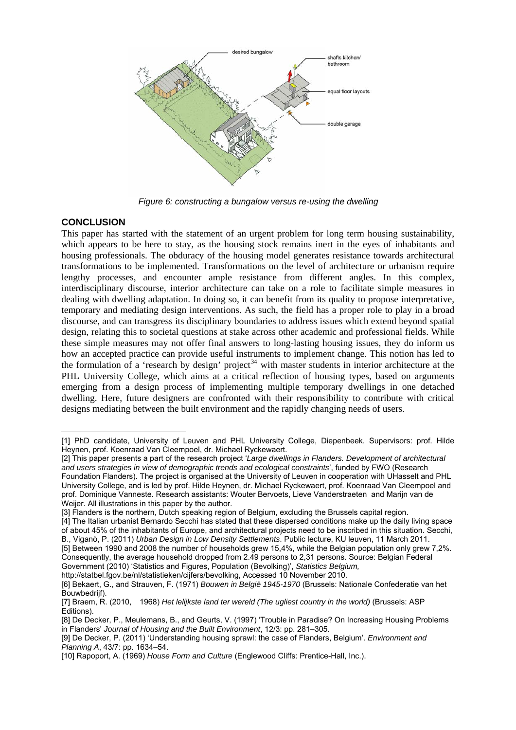*Figure 6: constructing a bungalow versus re-using the dwelling*

## CONCLUSION

This paper has started with the statement of an urgent problem for long term housing sustainability, which appears to be here to stay, as the housing stock remains inert in the eyes of inhabitants and housing professionals. The obduracy of the housing model generates resistance towards architectural transformations to be implemented. Transformations on the level of architecture or urbanism require lengthy processes, and encounter ample resistance from different angles. In this complex, interdisciplinary discourse, interior architecture can take on a role to facilitate simple measures in dealing with dwelling adaptation. In doing so, it can benefit from its quality to propose interpretative, temporary and mediating design interventions. As such, the field has a proper role to play in a broad discourse, and can transgress its disciplinary boundaries to address issues which extend beyond spatial design, relating this to societal questions at stake across other academic and professional fields. While these simple measures may not offer final answers to long-lasting housing issues, they do inform us how an accepted practice can provide useful instruments to implement change. This notion has led to the formulation of a 'research by design' project[34] with master students in interior architecture at the PHL University College, which aims at a critical reflection of housing types, based on arguments emerging from a design process of implementing multiple temporary dwellings in one detached dwelling. Here, future designers are confronted with their responsibility to contribute with critical designs mediating between the built environment and the rapidly changing needs of users.

---

[1] PhD candidate, University of Leuven and PHL University College, Diepenbeek. Supervisors: prof. Hilde Heynen, prof. Koenraad Van Cleempoel, dr. Michael Ryckewaert.

[2] This paper presents a part of the research project '*Large dwellings in Flanders. Development of architectural and users strategies in view of demographic trends and ecological constraints*', funded by FWO (Research Foundation Flanders). The project is organised at the University of Leuven in cooperation with UHasselt and PHL University College, and is led by prof. Hilde Heynen, dr. Michael Ryckewaert, prof. Koenraad Van Cleempoel and prof. Dominique Vanneste. Research assistants: Wouter Bervoets, Lieve Vanderstraeten and Marijn van de Weijer. All illustrations in this paper by the author.

[3] Flanders is the northern, Dutch speaking region of Belgium, excluding the Brussels capital region.

[4] The Italian urbanist Bernardo Secchi has stated that these dispersed conditions make up the daily living space of about 45% of the inhabitants of Europe, and architectural projects need to be inscribed in this situation. Secchi, B., Viganò, P. (2011) *Urban Design in Low Density Settlements*. Public lecture, KU leuven, 11 March 2011.

[5] Between 1990 and 2008 the number of households grew 15,4%, while the Belgian population only grew 7,2%. Consequently, the average household dropped from 2.49 persons to 2,31 persons. Source: Belgian Federal Government (2010) 'Statistics and Figures, Population (Bevolking)', *Statistics Belgium,* http://statbel.fgov.be/nl/statistieken/cijfers/bevolking, Accessed 10 November 2010.

[6] Bekaert, G., and Strauven, F. (1971) *Bouwen in België 1945-1970* (Brussels: Nationale Confederatie van het Bouwbedrijf).

[7] Braem, R. (2010, 1968) *Het lelijkste land ter wereld (The ugliest country in the world)* (Brussels: ASP Editions).

[8] De Decker, P., Meulemans, B., and Geurts, V. (1997) 'Trouble in Paradise? On Increasing Housing Problems in Flanders' *Journal of Housing and the Built Environment*, 12/3: pp. 281–305.

[9] De Decker, P. (2011) 'Understanding housing sprawl: the case of Flanders, Belgium'. *Environment and Planning A*, 43/7: pp. 1634–54.

[10] Rapoport, A. (1969) *House Form and Culture* (Englewood Cliffs: Prentice-Hall, Inc.).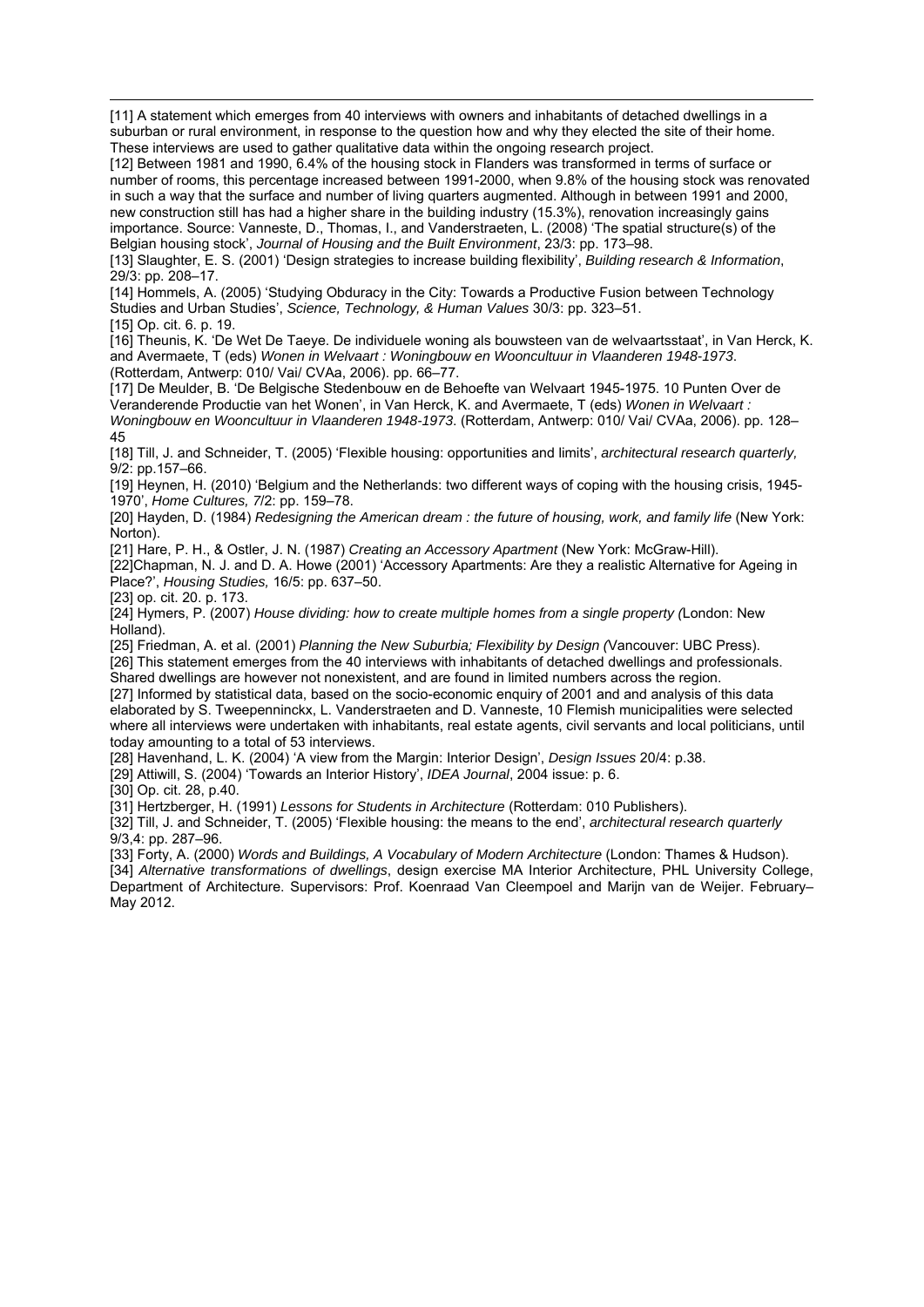[11] A statement which emerges from 40 interviews with owners and inhabitants of detached dwellings in a suburban or rural environment, in response to the question how and why they elected the site of their home. These interviews are used to gather qualitative data within the ongoing research project.

[12] Between 1981 and 1990, 6.4% of the housing stock in Flanders was transformed in terms of surface or number of rooms, this percentage increased between 1991-2000, when 9.8% of the housing stock was renovated in such a way that the surface and number of living quarters augmented. Although in between 1991 and 2000, new construction still has had a higher share in the building industry (15.3%), renovation increasingly gains importance. Source: Vanneste, D., Thomas, I., and Vanderstraeten, L. (2008) 'The spatial structure(s) of the Belgian housing stock', *Journal of Housing and the Built Environment*, 23/3: pp. 173–98.

[13] Slaughter, E. S. (2001) 'Design strategies to increase building flexibility', *Building research & Information*, 29/3: pp. 208–17.

[14] Hommels, A. (2005) 'Studying Obduracy in the City: Towards a Productive Fusion between Technology Studies and Urban Studies', *Science, Technology, & Human Values* 30/3: pp. 323–51.

[15] Op. cit. 6. p. 19.

[16] Theunis, K. 'De Wet De Taeye. De individuele woning als bouwsteen van de welvaartsstaat', in Van Herck, K. and Avermaete, T (eds) *Wonen in Welvaart : Woningbouw en Wooncultuur in Vlaanderen 1948-1973*. (Rotterdam, Antwerp: 010/ Vai/ CVAa, 2006). pp. 66–77.

[17] De Meulder, B. 'De Belgische Stedenbouw en de Behoefte van Welvaart 1945-1975. 10 Punten Over de Veranderende Productie van het Wonen', in Van Herck, K. and Avermaete, T (eds) *Wonen in Welvaart : Woningbouw en Wooncultuur in Vlaanderen 1948-1973*. (Rotterdam, Antwerp: 010/ Vai/ CVAa, 2006). pp. 128–45

[18] Till, J. and Schneider, T. (2005) 'Flexible housing: opportunities and limits', *architectural research quarterly,* 9/2: pp.157–66.

[19] Heynen, H. (2010) 'Belgium and the Netherlands: two different ways of coping with the housing crisis, 1945-1970', *Home Cultures,* 7/2: pp. 159–78.

[20] Hayden, D. (1984) *Redesigning the American dream : the future of housing, work, and family life* (New York: Norton).

[21] Hare, P. H., & Ostler, J. N. (1987) *Creating an Accessory Apartment* (New York: McGraw-Hill).

[22]Chapman, N. J. and D. A. Howe (2001) 'Accessory Apartments: Are they a realistic Alternative for Ageing in Place?', *Housing Studies,* 16/5: pp. 637–50.

[23] op. cit. 20. p. 173.

[24] Hymers, P. (2007) *House dividing: how to create multiple homes from a single property (*London: New Holland).

[25] Friedman, A. et al. (2001) *Planning the New Suburbia; Flexibility by Design (*Vancouver: UBC Press).

[26] This statement emerges from the 40 interviews with inhabitants of detached dwellings and professionals. Shared dwellings are however not nonexistent, and are found in limited numbers across the region.

[27] Informed by statistical data, based on the socio-economic enquiry of 2001 and and analysis of this data elaborated by S. Tweepenninckx, L. Vanderstraeten and D. Vanneste, 10 Flemish municipalities were selected where all interviews were undertaken with inhabitants, real estate agents, civil servants and local politicians, until today amounting to a total of 53 interviews.

[28] Havenhand, L. K. (2004) 'A view from the Margin: Interior Design', *Design Issues* 20/4: p.38.

[29] Attiwill, S. (2004) 'Towards an Interior History', *IDEA Journal*, 2004 issue: p. 6.

[30] Op. cit. 28, p.40.

[31] Hertzberger, H. (1991) *Lessons for Students in Architecture* (Rotterdam: 010 Publishers).

[32] Till, J. and Schneider, T. (2005) 'Flexible housing: the means to the end', *architectural research quarterly* 9/3,4: pp. 287–96.

[33] Forty, A. (2000) *Words and Buildings, A Vocabulary of Modern Architecture* (London: Thames & Hudson).

[34] *Alternative transformations of dwellings*, design exercise MA Interior Architecture, PHL University College, Department of Architecture. Supervisors: Prof. Koenraad Van Cleempoel and Marijn van de Weijer. February–May 2012.